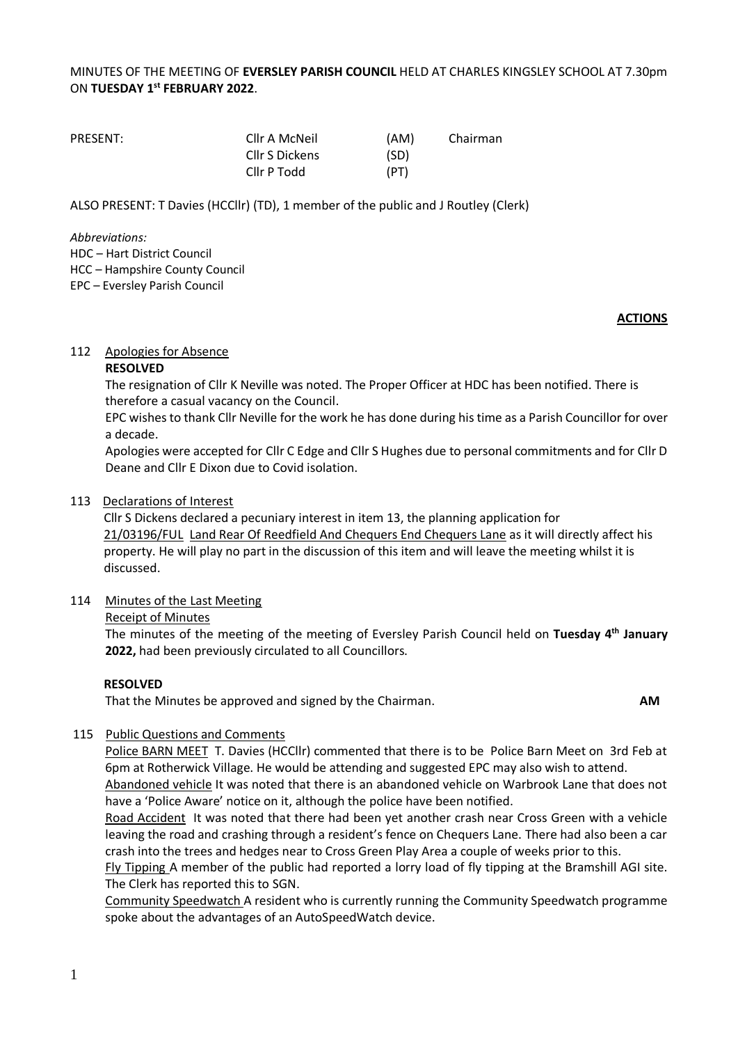MINUTES OF THE MEETING OF **EVERSLEY PARISH COUNCIL** HELD AT CHARLES KINGSLEY SCHOOL AT 7.30pm ON **TUESDAY 1st FEBRUARY 2022**.

| PRESENT: | Cllr A McNeil | (AM) | Chairman |
|---|---|---|---|
| | Cllr S Dickens | (SD) | |
| | Cllr P Todd | (PT) | |

ALSO PRESENT: T Davies (HCCllr) (TD), 1 member of the public and J Routley (Clerk)

*Abbreviations:*
HDC – Hart District Council
HCC – Hampshire County Council
EPC – Eversley Parish Council

**ACTIONS**

112 Apologies for Absence

**RESOLVED**

The resignation of Cllr K Neville was noted. The Proper Officer at HDC has been notified. There is therefore a casual vacancy on the Council.

EPC wishes to thank Cllr Neville for the work he has done during his time as a Parish Councillor for over a decade.

Apologies were accepted for Cllr C Edge and Cllr S Hughes due to personal commitments and for Cllr D Deane and Cllr E Dixon due to Covid isolation.

113 Declarations of Interest

Cllr S Dickens declared a pecuniary interest in item 13, the planning application for 21/03196/FUL Land Rear Of Reedfield And Chequers End Chequers Lane as it will directly affect his property. He will play no part in the discussion of this item and will leave the meeting whilst it is discussed.

114 Minutes of the Last Meeting

Receipt of Minutes

The minutes of the meeting of the meeting of Eversley Parish Council held on **Tuesday 4th January 2022,** had been previously circulated to all Councillors.

**RESOLVED**

That the Minutes be approved and signed by the Chairman. **AM**

115 Public Questions and Comments

Police BARN MEET T. Davies (HCCllr) commented that there is to be Police Barn Meet on 3rd Feb at 6pm at Rotherwick Village. He would be attending and suggested EPC may also wish to attend.

Abandoned vehicle It was noted that there is an abandoned vehicle on Warbrook Lane that does not have a 'Police Aware' notice on it, although the police have been notified.

Road Accident It was noted that there had been yet another crash near Cross Green with a vehicle leaving the road and crashing through a resident's fence on Chequers Lane. There had also been a car crash into the trees and hedges near to Cross Green Play Area a couple of weeks prior to this.

Fly Tipping A member of the public had reported a lorry load of fly tipping at the Bramshill AGI site. The Clerk has reported this to SGN.

Community Speedwatch A resident who is currently running the Community Speedwatch programme spoke about the advantages of an AutoSpeedWatch device.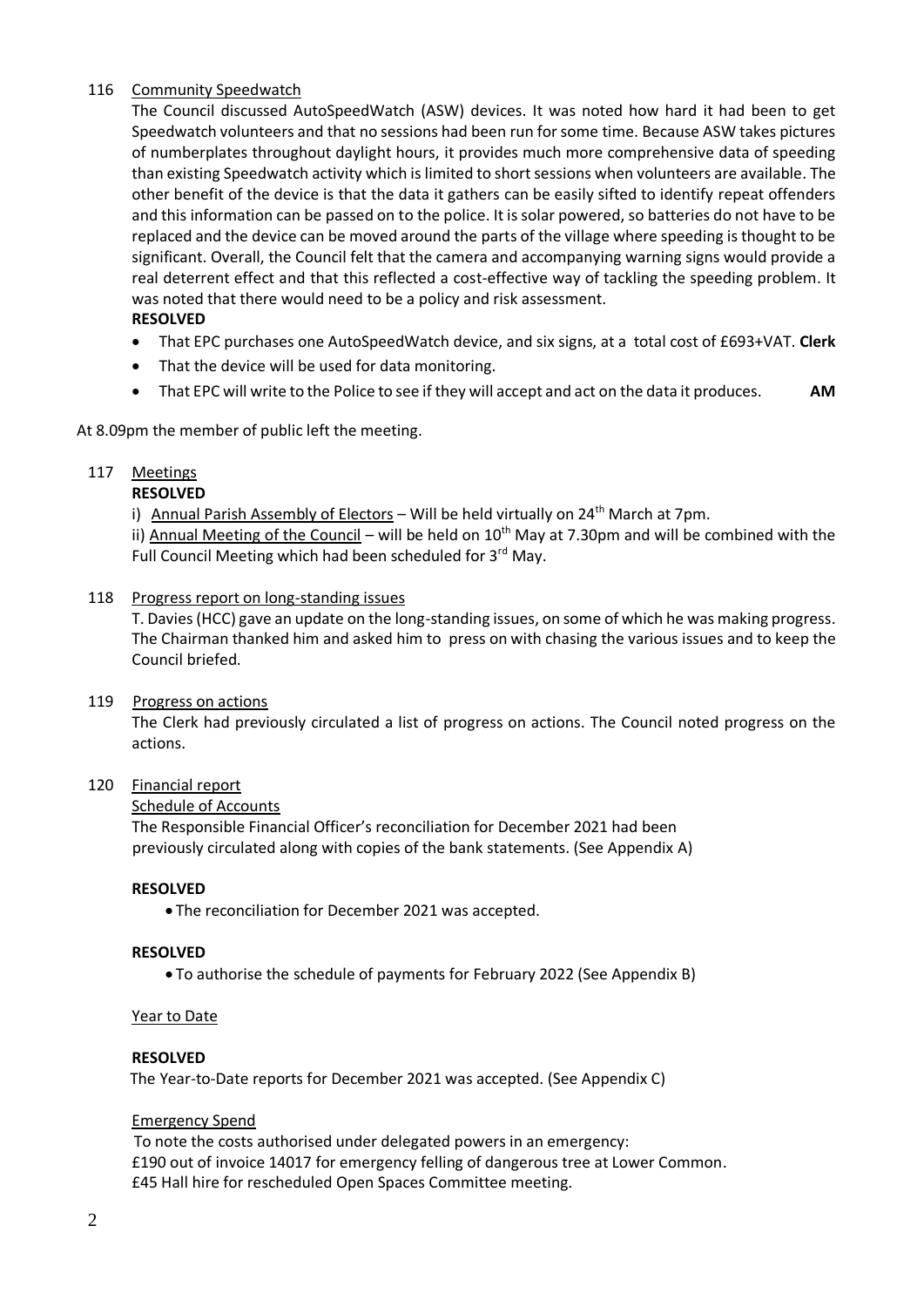116 Community Speedwatch

The Council discussed AutoSpeedWatch (ASW) devices. It was noted how hard it had been to get Speedwatch volunteers and that no sessions had been run for some time. Because ASW takes pictures of numberplates throughout daylight hours, it provides much more comprehensive data of speeding than existing Speedwatch activity which is limited to short sessions when volunteers are available. The other benefit of the device is that the data it gathers can be easily sifted to identify repeat offenders and this information can be passed on to the police. It is solar powered, so batteries do not have to be replaced and the device can be moved around the parts of the village where speeding is thought to be significant. Overall, the Council felt that the camera and accompanying warning signs would provide a real deterrent effect and that this reflected a cost-effective way of tackling the speeding problem. It was noted that there would need to be a policy and risk assessment.

**RESOLVED**

- That EPC purchases one AutoSpeedWatch device, and six signs, at a total cost of £693+VAT. **Clerk**
- That the device will be used for data monitoring.
- That EPC will write to the Police to see if they will accept and act on the data it produces. **AM**

At 8.09pm the member of public left the meeting.

117 Meetings

**RESOLVED**

i) Annual Parish Assembly of Electors – Will be held virtually on 24th March at 7pm.

ii) Annual Meeting of the Council – will be held on 10th May at 7.30pm and will be combined with the Full Council Meeting which had been scheduled for 3rd May.

118 Progress report on long-standing issues

T. Davies (HCC) gave an update on the long-standing issues, on some of which he was making progress. The Chairman thanked him and asked him to press on with chasing the various issues and to keep the Council briefed.

119 Progress on actions

The Clerk had previously circulated a list of progress on actions. The Council noted progress on the actions.

120 Financial report

Schedule of Accounts

The Responsible Financial Officer's reconciliation for December 2021 had been previously circulated along with copies of the bank statements. (See Appendix A)

**RESOLVED**

- The reconciliation for December 2021 was accepted.

**RESOLVED**

- To authorise the schedule of payments for February 2022 (See Appendix B)

Year to Date

**RESOLVED**

The Year-to-Date reports for December 2021 was accepted. (See Appendix C)

Emergency Spend

To note the costs authorised under delegated powers in an emergency:
£190 out of invoice 14017 for emergency felling of dangerous tree at Lower Common.
£45 Hall hire for rescheduled Open Spaces Committee meeting.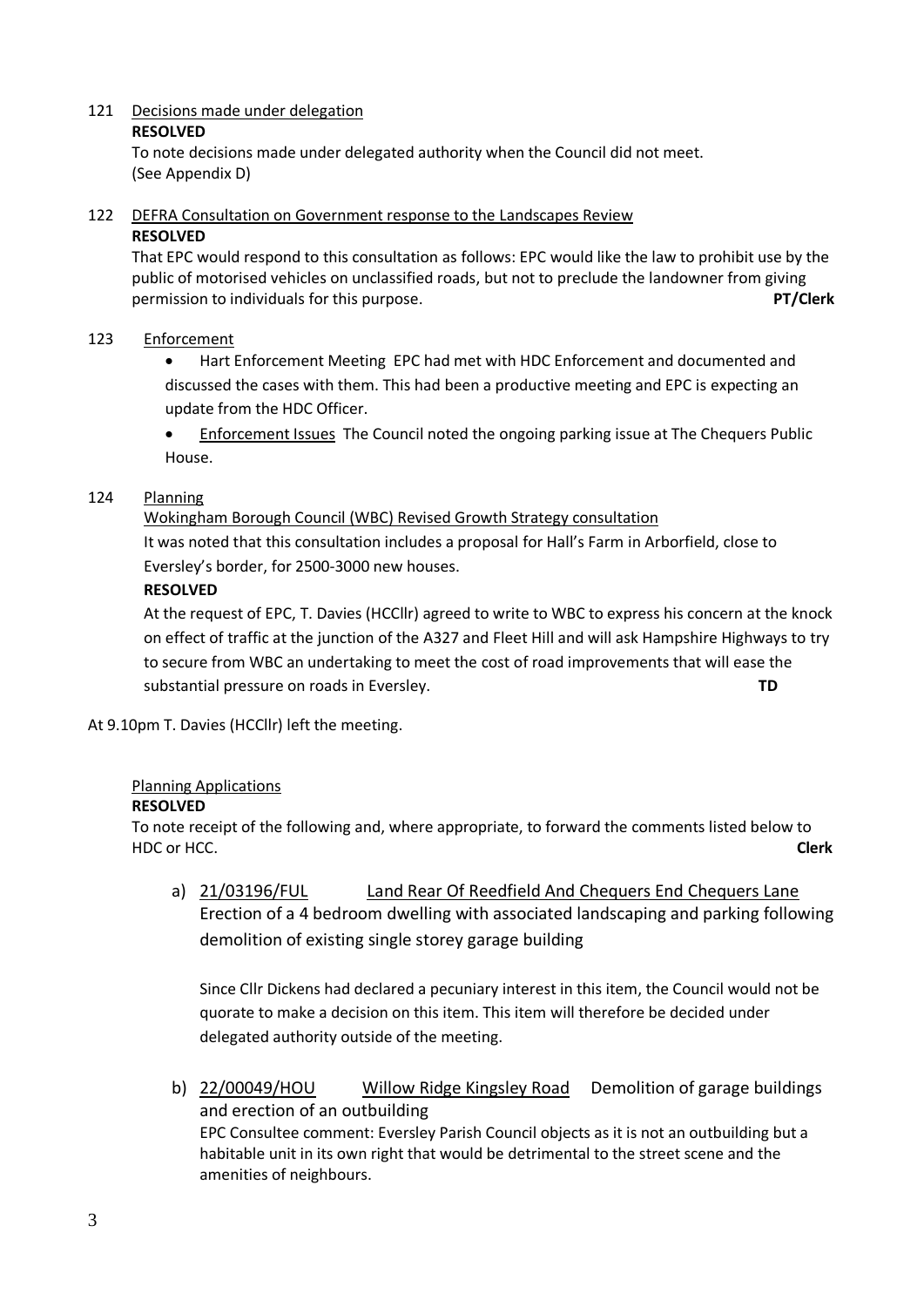121 Decisions made under delegation

**RESOLVED**

To note decisions made under delegated authority when the Council did not meet. (See Appendix D)

122 DEFRA Consultation on Government response to the Landscapes Review

**RESOLVED**

That EPC would respond to this consultation as follows: EPC would like the law to prohibit use by the public of motorised vehicles on unclassified roads, but not to preclude the landowner from giving permission to individuals for this purpose. **PT/Clerk**

123 Enforcement

- Hart Enforcement Meeting EPC had met with HDC Enforcement and documented and discussed the cases with them. This had been a productive meeting and EPC is expecting an update from the HDC Officer.
- Enforcement Issues The Council noted the ongoing parking issue at The Chequers Public House.

124 Planning

Wokingham Borough Council (WBC) Revised Growth Strategy consultation

It was noted that this consultation includes a proposal for Hall's Farm in Arborfield, close to Eversley's border, for 2500-3000 new houses.

**RESOLVED**

At the request of EPC, T. Davies (HCCllr) agreed to write to WBC to express his concern at the knock on effect of traffic at the junction of the A327 and Fleet Hill and will ask Hampshire Highways to try to secure from WBC an undertaking to meet the cost of road improvements that will ease the substantial pressure on roads in Eversley. **TD**

At 9.10pm T. Davies (HCCllr) left the meeting.

Planning Applications

**RESOLVED**

To note receipt of the following and, where appropriate, to forward the comments listed below to HDC or HCC. **Clerk**

a) 21/03196/FUL Land Rear Of Reedfield And Chequers End Chequers Lane Erection of a 4 bedroom dwelling with associated landscaping and parking following demolition of existing single storey garage building

Since Cllr Dickens had declared a pecuniary interest in this item, the Council would not be quorate to make a decision on this item. This item will therefore be decided under delegated authority outside of the meeting.

b) 22/00049/HOU Willow Ridge Kingsley Road Demolition of garage buildings and erection of an outbuilding

EPC Consultee comment: Eversley Parish Council objects as it is not an outbuilding but a habitable unit in its own right that would be detrimental to the street scene and the amenities of neighbours.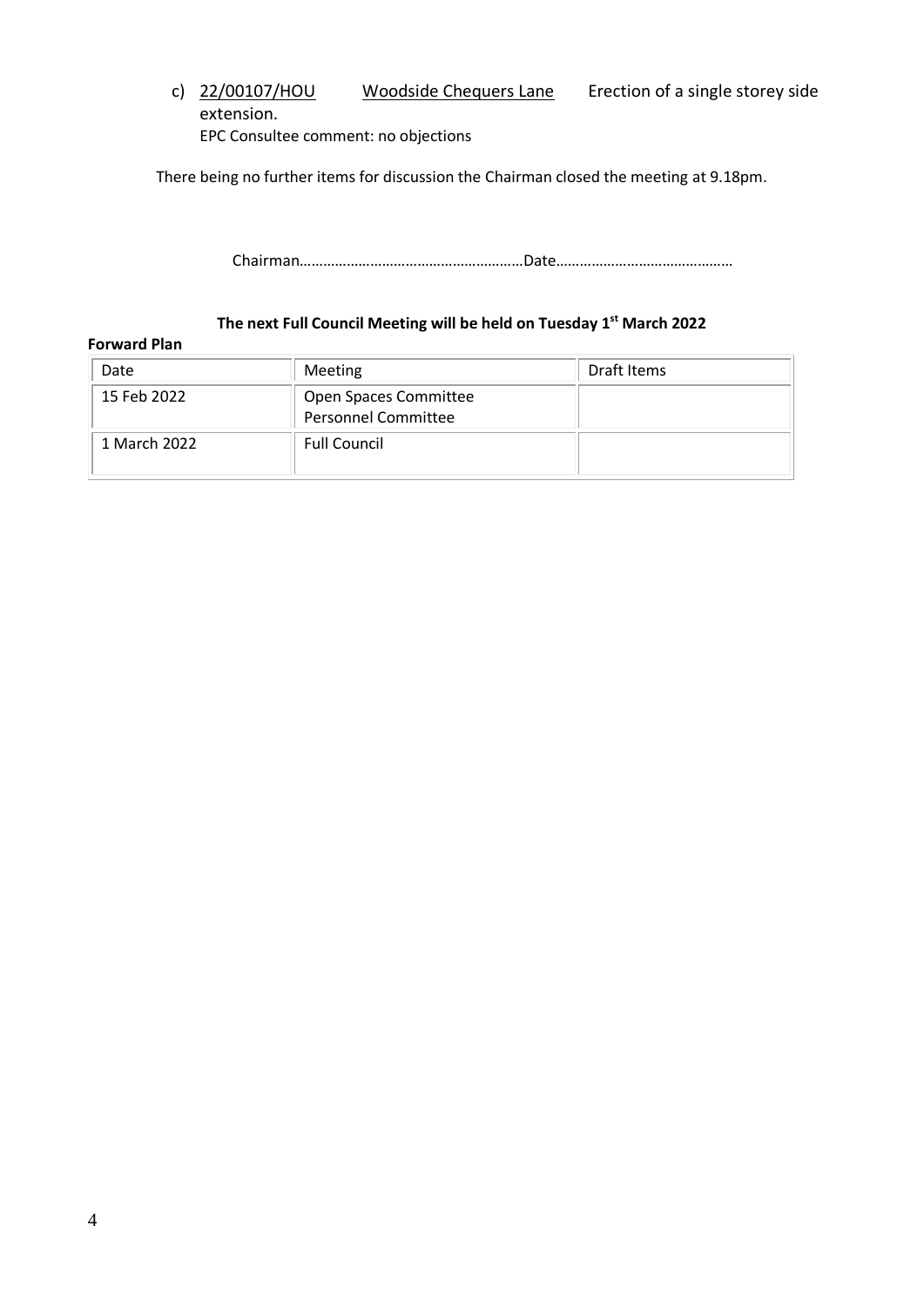c) 22/00107/HOU Woodside Chequers Lane Erection of a single storey side extension.

EPC Consultee comment: no objections

There being no further items for discussion the Chairman closed the meeting at 9.18pm.

Chairman…………………………………………………Date………………………………………

**The next Full Council Meeting will be held on Tuesday 1st March 2022**

**Forward Plan**

| Date | Meeting | Draft Items |
|---|---|---|
| 15 Feb 2022 | Open Spaces Committee<br>Personnel Committee | |
| 1 March 2022 | Full Council | |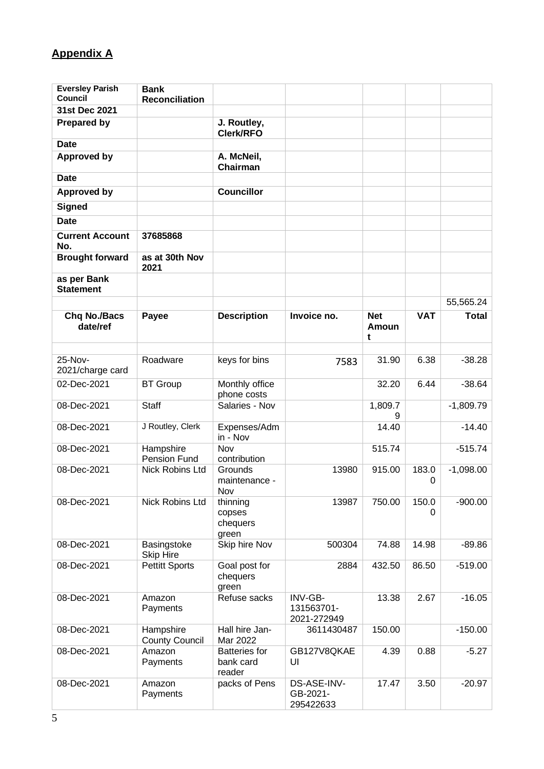# Appendix A

| Eversley Parish Council | Bank Reconciliation | | | | | |
|---|---|---|---|---|---|---|
| 31st Dec 2021 | | | | | | |
| Prepared by | | J. Routley, Clerk/RFO | | | | |
| Date | | | | | | |
| Approved by | | A. McNeil, Chairman | | | | |
| Date | | | | | | |
| Approved by | | Councillor | | | | |
| Signed | | | | | | |
| Date | | | | | | |
| Current Account No. | 37685868 | | | | | |
| Brought forward | as at 30th Nov 2021 | | | | | |
| as per Bank Statement | | | | | | |
| | | | | | | 55,565.24 |
| **Chq No./Bacs date/ref** | **Payee** | **Description** | **Invoice no.** | **Net Amount** | **VAT** | **Total** |
| | | | | | | |
| 25-Nov-2021/charge card | Roadware | keys for bins | 7583 | 31.90 | 6.38 | -38.28 |
| 02-Dec-2021 | BT Group | Monthly office phone costs | | 32.20 | 6.44 | -38.64 |
| 08-Dec-2021 | Staff | Salaries - Nov | | 1,809.79 | | -1,809.79 |
| 08-Dec-2021 | J Routley, Clerk | Expenses/Admin - Nov | | 14.40 | | -14.40 |
| 08-Dec-2021 | Hampshire Pension Fund | Nov contribution | | 515.74 | | -515.74 |
| 08-Dec-2021 | Nick Robins Ltd | Grounds maintenance - Nov | 13980 | 915.00 | 183.00 | -1,098.00 |
| 08-Dec-2021 | Nick Robins Ltd | thinning copses chequers green | 13987 | 750.00 | 150.00 | -900.00 |
| 08-Dec-2021 | Basingstoke Skip Hire | Skip hire Nov | 500304 | 74.88 | 14.98 | -89.86 |
| 08-Dec-2021 | Pettitt Sports | Goal post for chequers green | 2884 | 432.50 | 86.50 | -519.00 |
| 08-Dec-2021 | Amazon Payments | Refuse sacks | INV-GB-131563701-2021-272949 | 13.38 | 2.67 | -16.05 |
| 08-Dec-2021 | Hampshire County Council | Hall hire Jan-Mar 2022 | 3611430487 | 150.00 | | -150.00 |
| 08-Dec-2021 | Amazon Payments | Batteries for bank card reader | GB127V8QKAEUI | 4.39 | 0.88 | -5.27 |
| 08-Dec-2021 | Amazon Payments | packs of Pens | DS-ASE-INV-GB-2021-295422633 | 17.47 | 3.50 | -20.97 |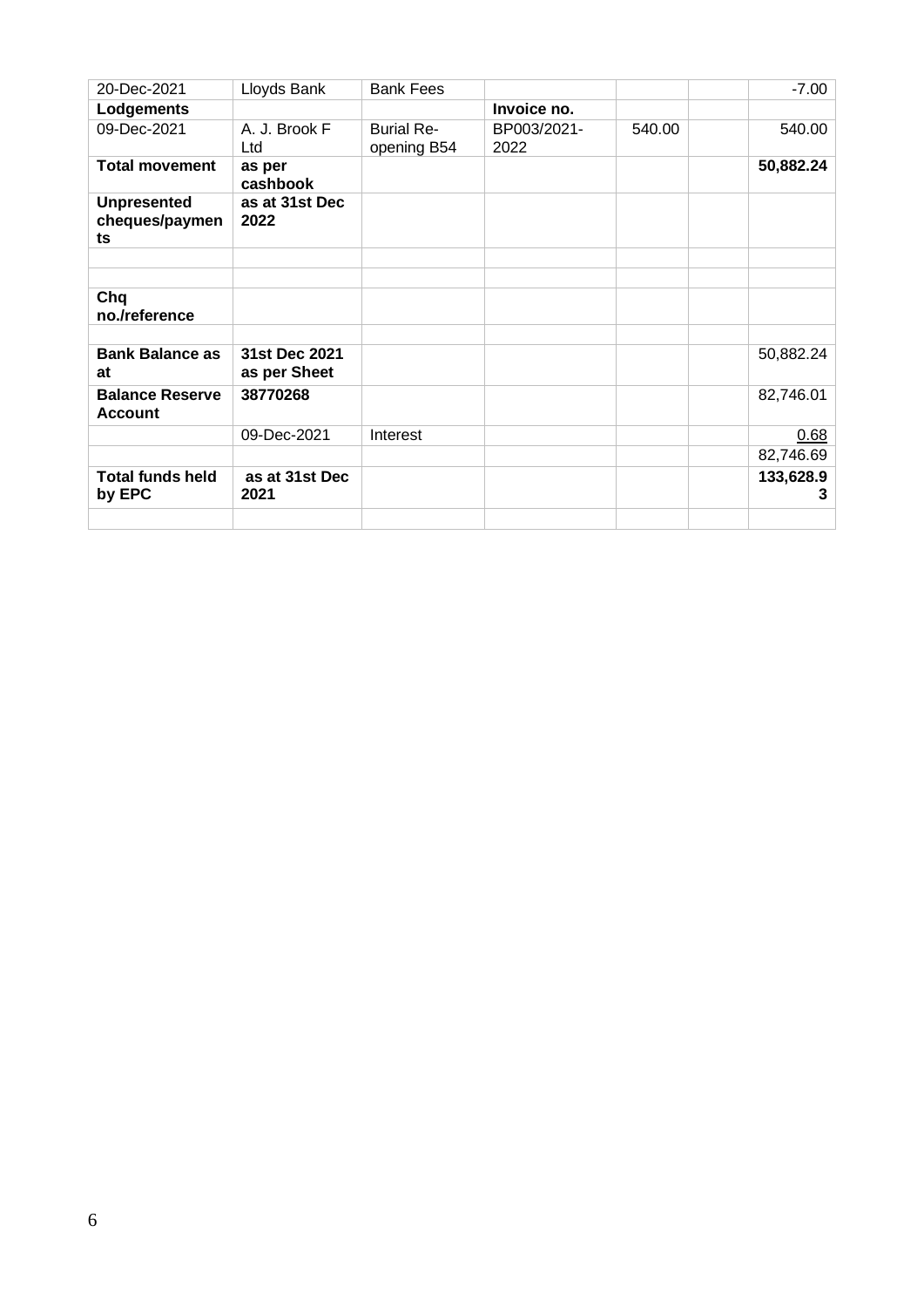| 20-Dec-2021 | Lloyds Bank | Bank Fees | | | | -7.00 |
|---|---|---|---|---|---|---|
| **Lodgements** | | | **Invoice no.** | | | |
| 09-Dec-2021 | A. J. Brook F Ltd | Burial Re-opening B54 | BP003/2021-2022 | 540.00 | | 540.00 |
| **Total movement** | **as per cashbook** | | | | | **50,882.24** |
| **Unpresented cheques/payments** | **as at 31st Dec 2022** | | | | | |
| | | | | | | |
| | | | | | | |
| **Chq no./reference** | | | | | | |
| | | | | | | |
| **Bank Balance as at** | **31st Dec 2021 as per Sheet** | | | | | 50,882.24 |
| **Balance Reserve Account** | **38770268** | | | | | 82,746.01 |
| | 09-Dec-2021 | Interest | | | | 0.68 |
| | | | | | | 82,746.69 |
| **Total funds held by EPC** | **as at 31st Dec 2021** | | | | | **133,628.93** |
| | | | | | | |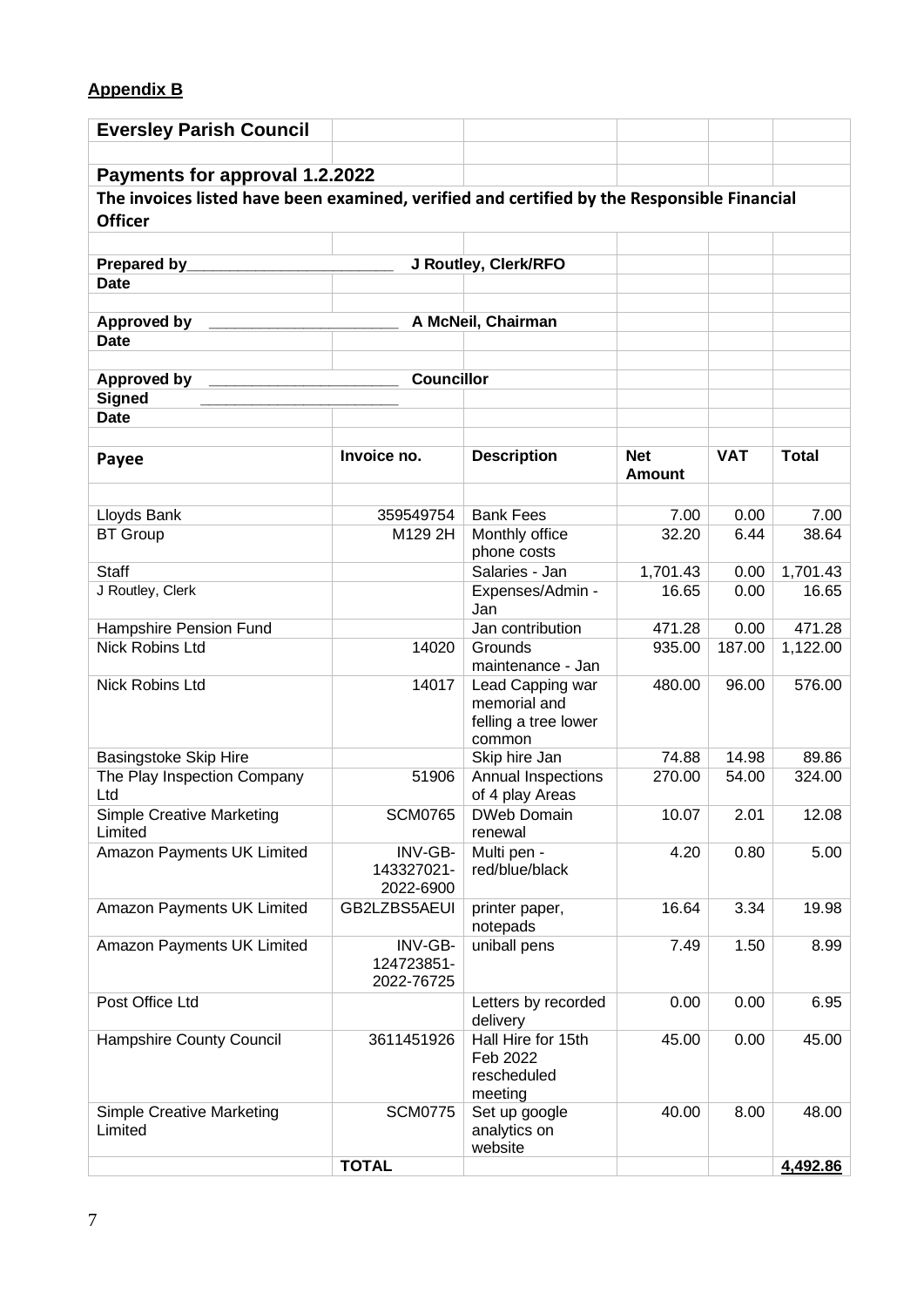**Appendix B**

**Eversley Parish Council**

**Payments for approval 1.2.2022**

**The invoices listed have been examined, verified and certified by the Responsible Financial Officer**

**Prepared by**_______________________ **J Routley, Clerk/RFO**

**Date**

**Approved by** _____________________ **A McNeil, Chairman**

**Date**

**Approved by** _____________________ **Councillor**

**Signed** ______________________

**Date**

| Payee | Invoice no. | Description | Net Amount | VAT | Total |
|---|---|---|---|---|---|
| Lloyds Bank | 359549754 | Bank Fees | 7.00 | 0.00 | 7.00 |
| BT Group | M129 2H | Monthly office phone costs | 32.20 | 6.44 | 38.64 |
| Staff | | Salaries - Jan | 1,701.43 | 0.00 | 1,701.43 |
| J Routley, Clerk | | Expenses/Admin - Jan | 16.65 | 0.00 | 16.65 |
| Hampshire Pension Fund | | Jan contribution | 471.28 | 0.00 | 471.28 |
| Nick Robins Ltd | 14020 | Grounds maintenance - Jan | 935.00 | 187.00 | 1,122.00 |
| Nick Robins Ltd | 14017 | Lead Capping war memorial and felling a tree lower common | 480.00 | 96.00 | 576.00 |
| Basingstoke Skip Hire | | Skip hire Jan | 74.88 | 14.98 | 89.86 |
| The Play Inspection Company Ltd | 51906 | Annual Inspections of 4 play Areas | 270.00 | 54.00 | 324.00 |
| Simple Creative Marketing Limited | SCM0765 | DWeb Domain renewal | 10.07 | 2.01 | 12.08 |
| Amazon Payments UK Limited | INV-GB-143327021-2022-6900 | Multi pen - red/blue/black | 4.20 | 0.80 | 5.00 |
| Amazon Payments UK Limited | GB2LZBS5AEUI | printer paper, notepads | 16.64 | 3.34 | 19.98 |
| Amazon Payments UK Limited | INV-GB-124723851-2022-76725 | uniball pens | 7.49 | 1.50 | 8.99 |
| Post Office Ltd | | Letters by recorded delivery | 0.00 | 0.00 | 6.95 |
| Hampshire County Council | 3611451926 | Hall Hire for 15th Feb 2022 rescheduled meeting | 45.00 | 0.00 | 45.00 |
| Simple Creative Marketing Limited | SCM0775 | Set up google analytics on website | 40.00 | 8.00 | 48.00 |
| | **TOTAL** | | | | **4,492.86** |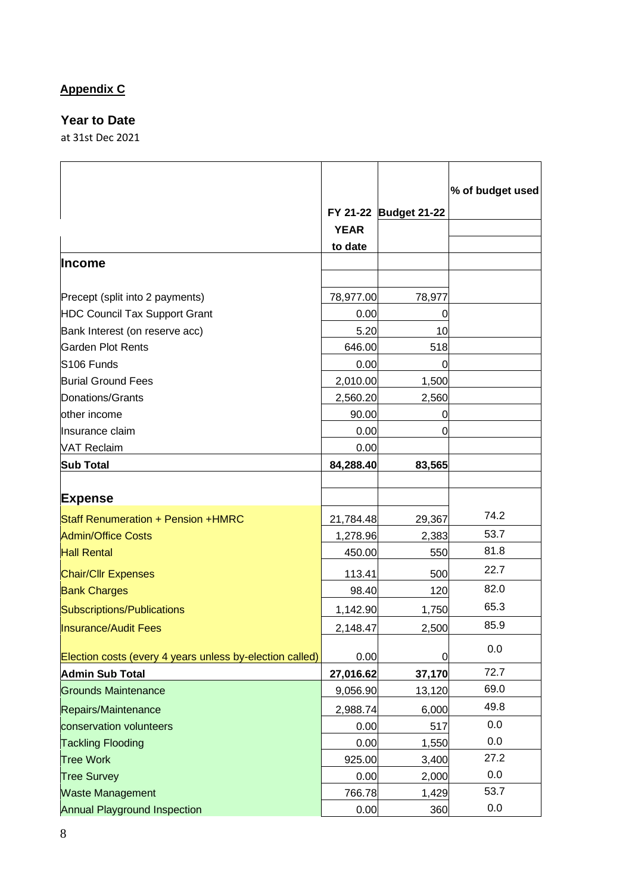**Appendix C**

**Year to Date**

at 31st Dec 2021

| | FY 21-22 YEAR to date | Budget 21-22 | % of budget used |
|---|---|---|---|
| **Income** | | | |
| Precept (split into 2 payments) | 78,977.00 | 78,977 | |
| HDC Council Tax Support Grant | 0.00 | 0 | |
| Bank Interest (on reserve acc) | 5.20 | 10 | |
| Garden Plot Rents | 646.00 | 518 | |
| S106 Funds | 0.00 | 0 | |
| Burial Ground Fees | 2,010.00 | 1,500 | |
| Donations/Grants | 2,560.20 | 2,560 | |
| other income | 90.00 | 0 | |
| Insurance claim | 0.00 | 0 | |
| VAT Reclaim | 0.00 | | |
| **Sub Total** | **84,288.40** | **83,565** | |
| **Expense** | | | |
| Staff Renumeration + Pension +HMRC | 21,784.48 | 29,367 | 74.2 |
| Admin/Office Costs | 1,278.96 | 2,383 | 53.7 |
| Hall Rental | 450.00 | 550 | 81.8 |
| Chair/Cllr Expenses | 113.41 | 500 | 22.7 |
| Bank Charges | 98.40 | 120 | 82.0 |
| Subscriptions/Publications | 1,142.90 | 1,750 | 65.3 |
| Insurance/Audit Fees | 2,148.47 | 2,500 | 85.9 |
| Election costs (every 4 years unless by-election called) | 0.00 | 0 | 0.0 |
| **Admin Sub Total** | **27,016.62** | **37,170** | 72.7 |
| Grounds Maintenance | 9,056.90 | 13,120 | 69.0 |
| Repairs/Maintenance | 2,988.74 | 6,000 | 49.8 |
| conservation volunteers | 0.00 | 517 | 0.0 |
| Tackling Flooding | 0.00 | 1,550 | 0.0 |
| Tree Work | 925.00 | 3,400 | 27.2 |
| Tree Survey | 0.00 | 2,000 | 0.0 |
| Waste Management | 766.78 | 1,429 | 53.7 |
| Annual Playground Inspection | 0.00 | 360 | 0.0 |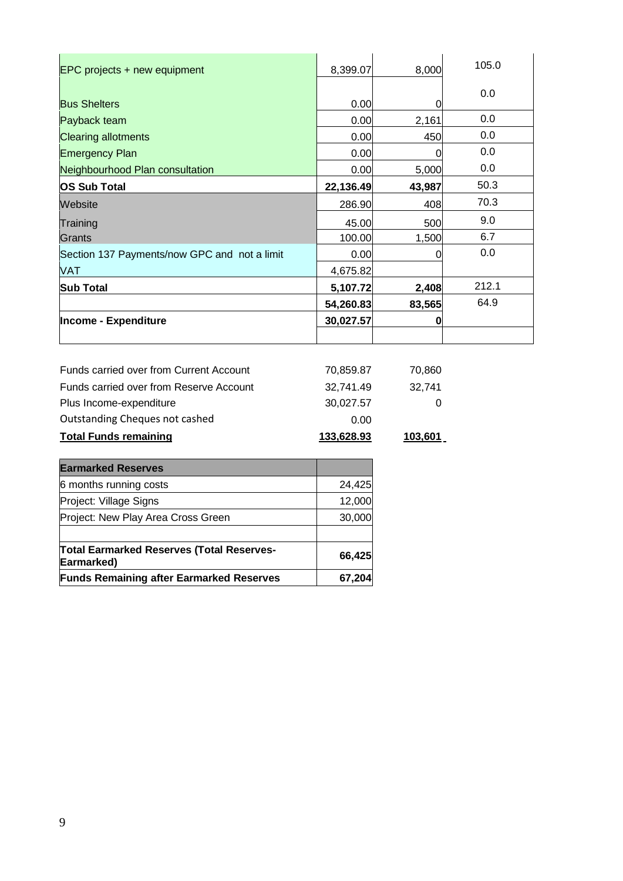| | | | |
|---|---|---|---|
| EPC projects + new equipment | 8,399.07 | 8,000 | 105.0 |
| Bus Shelters | 0.00 | 0 | 0.0 |
| Payback team | 0.00 | 2,161 | 0.0 |
| Clearing allotments | 0.00 | 450 | 0.0 |
| Emergency Plan | 0.00 | 0 | 0.0 |
| Neighbourhood Plan consultation | 0.00 | 5,000 | 0.0 |
| **OS Sub Total** | **22,136.49** | **43,987** | 50.3 |
| Website | 286.90 | 408 | 70.3 |
| Training | 45.00 | 500 | 9.0 |
| Grants | 100.00 | 1,500 | 6.7 |
| Section 137 Payments/now GPC and not a limit | 0.00 | 0 | 0.0 |
| VAT | 4,675.82 | | |
| **Sub Total** | **5,107.72** | **2,408** | 212.1 |
| | **54,260.83** | **83,565** | 64.9 |
| **Income - Expenditure** | **30,027.57** | **0** | |
| | | | |

| | | |
|---|---|---|
| Funds carried over from Current Account | 70,859.87 | 70,860 |
| Funds carried over from Reserve Account | 32,741.49 | 32,741 |
| Plus Income-expenditure | 30,027.57 | 0 |
| Outstanding Cheques not cashed | 0.00 | |
| **Total Funds remaining** | **133,628.93** | **103,601** |

| **Earmarked Reserves** | |
|---|---|
| 6 months running costs | 24,425 |
| Project: Village Signs | 12,000 |
| Project: New Play Area Cross Green | 30,000 |
| | |
| **Total Earmarked Reserves (Total Reserves-Earmarked)** | **66,425** |
| **Funds Remaining after Earmarked Reserves** | **67,204** |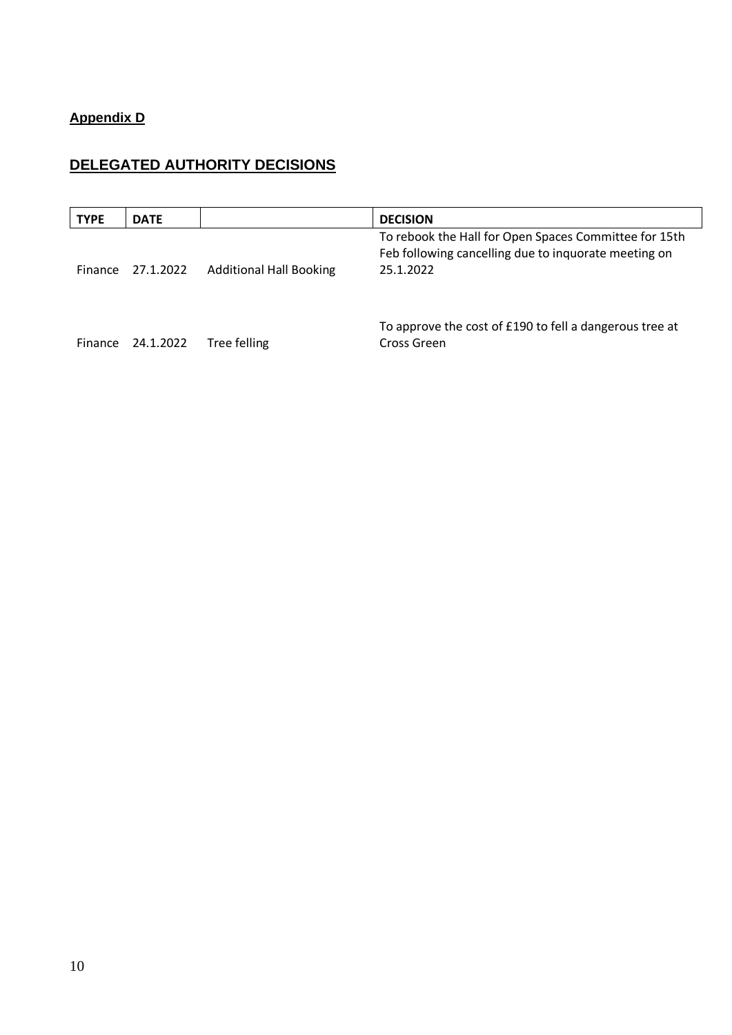**Appendix D**

## DELEGATED AUTHORITY DECISIONS

| TYPE | DATE | | DECISION |
|---|---|---|---|
| Finance | 27.1.2022 | Additional Hall Booking | To rebook the Hall for Open Spaces Committee for 15th Feb following cancelling due to inquorate meeting on 25.1.2022 |
| Finance | 24.1.2022 | Tree felling | To approve the cost of £190 to fell a dangerous tree at Cross Green |